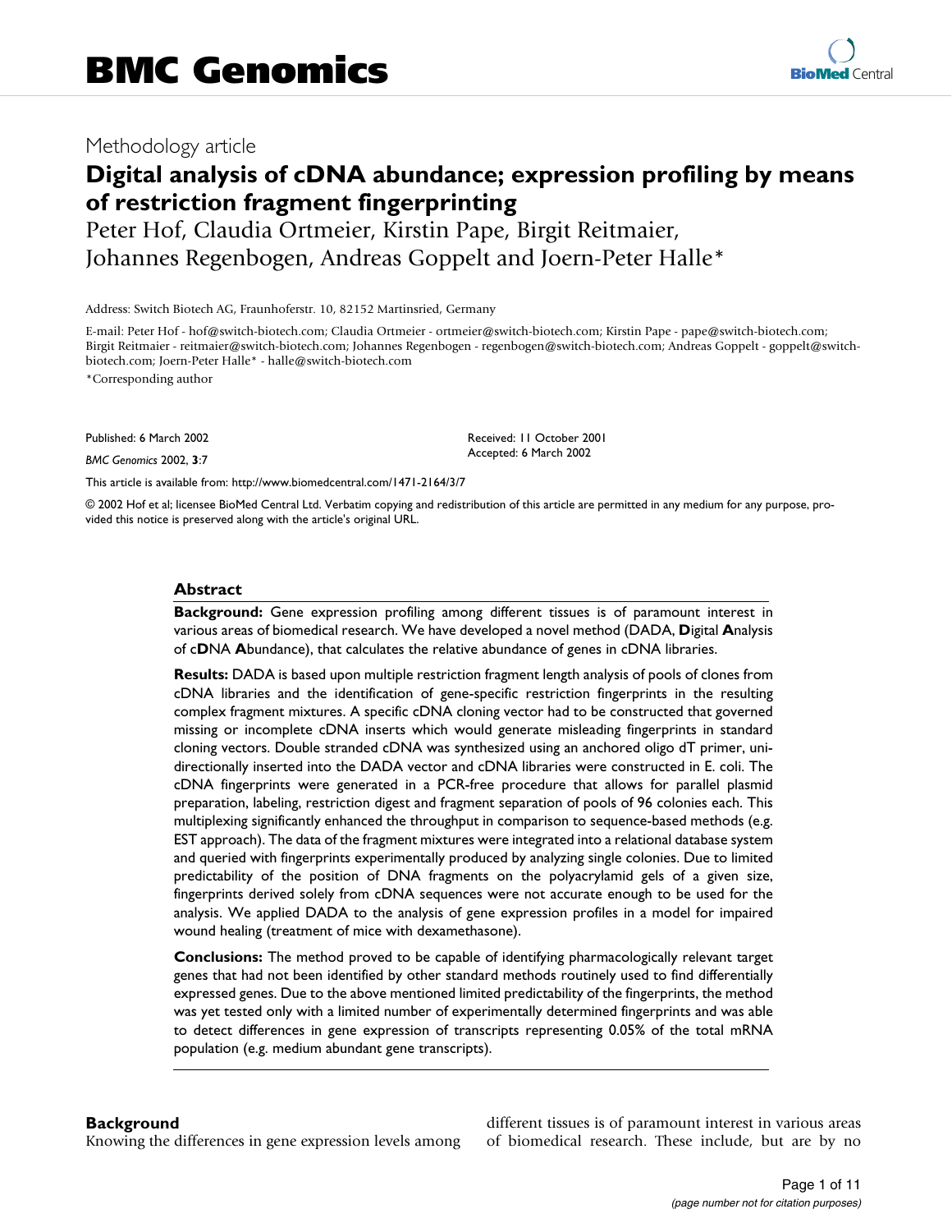# BMC Genomics

Methodology article

## Digital analysis of cDNA abundance; expression profiling by means of restriction fragment fingerprinting

Peter Hof, Claudia Ortmeier, Kirstin Pape, Birgit Reitmaier, Johannes Regenbogen, Andreas Goppelt and Joern-Peter Halle*

Address: Switch Biotech AG, Fraunhoferstr. 10, 82152 Martinsried, Germany

E-mail: Peter Hof - hof@switch-biotech.com; Claudia Ortmeier - ortmeier@switch-biotech.com; Kirstin Pape - pape@switch-biotech.com; Birgit Reitmaier - reitmaier@switch-biotech.com; Johannes Regenbogen - regenbogen@switch-biotech.com; Andreas Goppelt - goppelt@switch-biotech.com; Joern-Peter Halle* - halle@switch-biotech.com

*Corresponding author

Published: 6 March 2002

*BMC Genomics* 2002, **3**:7

Received: 11 October 2001
Accepted: 6 March 2002

This article is available from: http://www.biomedcentral.com/1471-2164/3/7

© 2002 Hof et al; licensee BioMed Central Ltd. Verbatim copying and redistribution of this article are permitted in any medium for any purpose, provided this notice is preserved along with the article's original URL.

### Abstract

**Background:** Gene expression profiling among different tissues is of paramount interest in various areas of biomedical research. We have developed a novel method (DADA, **D**igital **A**nalysis of c**D**NA **A**bundance), that calculates the relative abundance of genes in cDNA libraries.

**Results:** DADA is based upon multiple restriction fragment length analysis of pools of clones from cDNA libraries and the identification of gene-specific restriction fingerprints in the resulting complex fragment mixtures. A specific cDNA cloning vector had to be constructed that governed missing or incomplete cDNA inserts which would generate misleading fingerprints in standard cloning vectors. Double stranded cDNA was synthesized using an anchored oligo dT primer, uni-directionally inserted into the DADA vector and cDNA libraries were constructed in E. coli. The cDNA fingerprints were generated in a PCR-free procedure that allows for parallel plasmid preparation, labeling, restriction digest and fragment separation of pools of 96 colonies each. This multiplexing significantly enhanced the throughput in comparison to sequence-based methods (e.g. EST approach). The data of the fragment mixtures were integrated into a relational database system and queried with fingerprints experimentally produced by analyzing single colonies. Due to limited predictability of the position of DNA fragments on the polyacrylamid gels of a given size, fingerprints derived solely from cDNA sequences were not accurate enough to be used for the analysis. We applied DADA to the analysis of gene expression profiles in a model for impaired wound healing (treatment of mice with dexamethasone).

**Conclusions:** The method proved to be capable of identifying pharmacologically relevant target genes that had not been identified by other standard methods routinely used to find differentially expressed genes. Due to the above mentioned limited predictability of the fingerprints, the method was yet tested only with a limited number of experimentally determined fingerprints and was able to detect differences in gene expression of transcripts representing 0.05% of the total mRNA population (e.g. medium abundant gene transcripts).

### Background

Knowing the differences in gene expression levels among different tissues is of paramount interest in various areas of biomedical research. These include, but are by no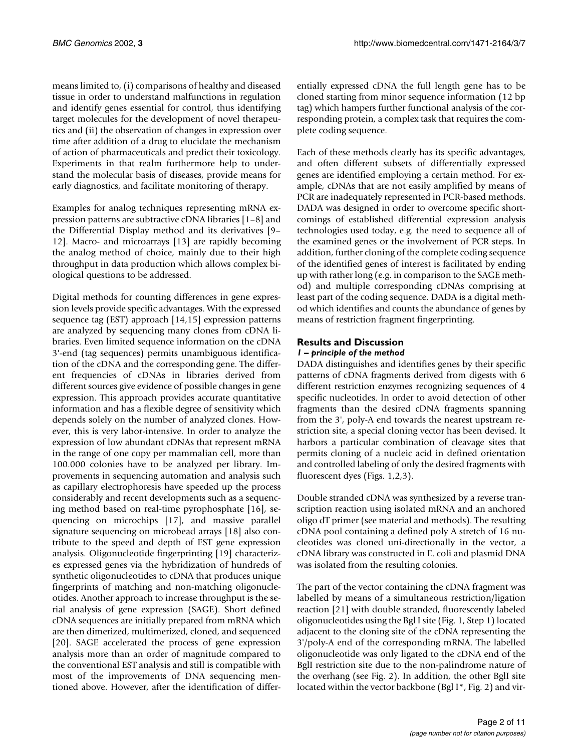means limited to, (i) comparisons of healthy and diseased tissue in order to understand malfunctions in regulation and identify genes essential for control, thus identifying target molecules for the development of novel therapeutics and (ii) the observation of changes in expression over time after addition of a drug to elucidate the mechanism of action of pharmaceuticals and predict their toxicology. Experiments in that realm furthermore help to understand the molecular basis of diseases, provide means for early diagnostics, and facilitate monitoring of therapy.

Examples for analog techniques representing mRNA expression patterns are subtractive cDNA libraries [1–8] and the Differential Display method and its derivatives [9–12]. Macro- and microarrays [13] are rapidly becoming the analog method of choice, mainly due to their high throughput in data production which allows complex biological questions to be addressed.

Digital methods for counting differences in gene expression levels provide specific advantages. With the expressed sequence tag (EST) approach [14,15] expression patterns are analyzed by sequencing many clones from cDNA libraries. Even limited sequence information on the cDNA 3'-end (tag sequences) permits unambiguous identification of the cDNA and the corresponding gene. The different frequencies of cDNAs in libraries derived from different sources give evidence of possible changes in gene expression. This approach provides accurate quantitative information and has a flexible degree of sensitivity which depends solely on the number of analyzed clones. However, this is very labor-intensive. In order to analyze the expression of low abundant cDNAs that represent mRNA in the range of one copy per mammalian cell, more than 100.000 colonies have to be analyzed per library. Improvements in sequencing automation and analysis such as capillary electrophoresis have speeded up the process considerably and recent developments such as a sequencing method based on real-time pyrophosphate [16], sequencing on microchips [17], and massive parallel signature sequencing on microbead arrays [18] also contribute to the speed and depth of EST gene expression analysis. Oligonucleotide fingerprinting [19] characterizes expressed genes via the hybridization of hundreds of synthetic oligonucleotides to cDNA that produces unique fingerprints of matching and non-matching oligonucleotides. Another approach to increase throughput is the serial analysis of gene expression (SAGE). Short defined cDNA sequences are initially prepared from mRNA which are then dimerized, multimerized, cloned, and sequenced [20]. SAGE accelerated the process of gene expression analysis more than an order of magnitude compared to the conventional EST analysis and still is compatible with most of the improvements of DNA sequencing mentioned above. However, after the identification of differentially expressed cDNA the full length gene has to be cloned starting from minor sequence information (12 bp tag) which hampers further functional analysis of the corresponding protein, a complex task that requires the complete coding sequence.

Each of these methods clearly has its specific advantages, and often different subsets of differentially expressed genes are identified employing a certain method. For example, cDNAs that are not easily amplified by means of PCR are inadequately represented in PCR-based methods. DADA was designed in order to overcome specific shortcomings of established differential expression analysis technologies used today, e.g. the need to sequence all of the examined genes or the involvement of PCR steps. In addition, further cloning of the complete coding sequence of the identified genes of interest is facilitated by ending up with rather long (e.g. in comparison to the SAGE method) and multiple corresponding cDNAs comprising at least part of the coding sequence. DADA is a digital method which identifies and counts the abundance of genes by means of restriction fragment fingerprinting.

## Results and Discussion

### *1 – principle of the method*

DADA distinguishes and identifies genes by their specific patterns of cDNA fragments derived from digests with 6 different restriction enzymes recognizing sequences of 4 specific nucleotides. In order to avoid detection of other fragments than the desired cDNA fragments spanning from the 3', poly-A end towards the nearest upstream restriction site, a special cloning vector has been devised. It harbors a particular combination of cleavage sites that permits cloning of a nucleic acid in defined orientation and controlled labeling of only the desired fragments with fluorescent dyes (Figs. 1,2,3).

Double stranded cDNA was synthesized by a reverse transcription reaction using isolated mRNA and an anchored oligo dT primer (see material and methods). The resulting cDNA pool containing a defined poly A stretch of 16 nucleotides was cloned uni-directionally in the vector, a cDNA library was constructed in E. coli and plasmid DNA was isolated from the resulting colonies.

The part of the vector containing the cDNA fragment was labelled by means of a simultaneous restriction/ligation reaction [21] with double stranded, fluorescently labeled oligonucleotides using the Bgl I site (Fig. 1, Step 1) located adjacent to the cloning site of the cDNA representing the 3'/poly-A end of the corresponding mRNA. The labelled oligonucleotide was only ligated to the cDNA end of the BglI restriction site due to the non-palindrome nature of the overhang (see Fig. 2). In addition, the other BglI site located within the vector backbone (Bgl I*, Fig. 2) and vir-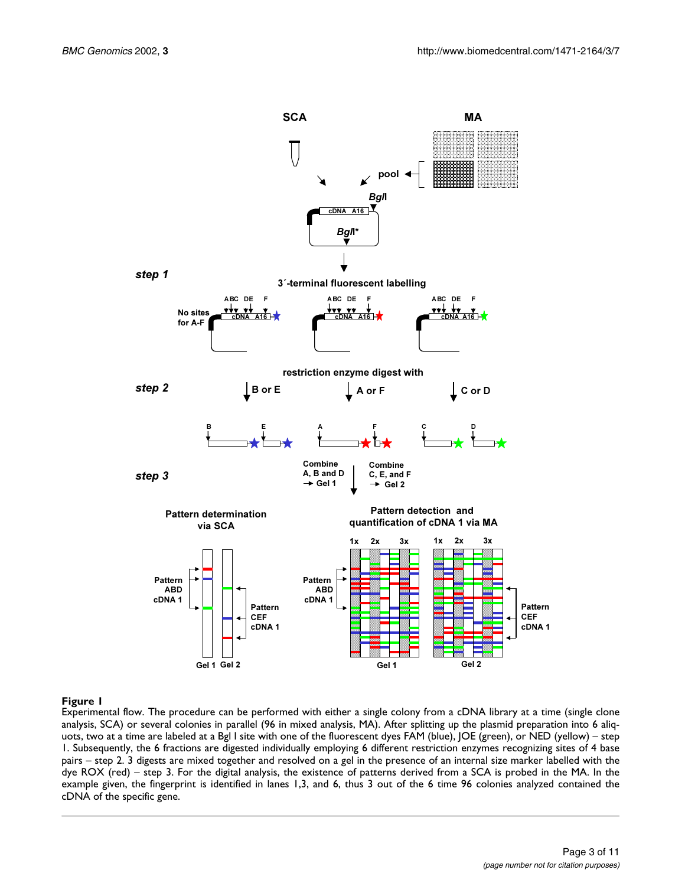**Figure 1**
Experimental flow. The procedure can be performed with either a single colony from a cDNA library at a time (single clone analysis, SCA) or several colonies in parallel (96 in mixed analysis, MA). After splitting up the plasmid preparation into 6 aliquots, two at a time are labeled at a Bgl I site with one of the fluorescent dyes FAM (blue), JOE (green), or NED (yellow) – step 1. Subsequently, the 6 fractions are digested individually employing 6 different restriction enzymes recognizing sites of 4 base pairs – step 2. 3 digests are mixed together and resolved on a gel in the presence of an internal size marker labelled with the dye ROX (red) – step 3. For the digital analysis, the existence of patterns derived from a SCA is probed in the MA. In the example given, the fingerprint is identified in lanes 1,3, and 6, thus 3 out of the 6 time 96 colonies analyzed contained the cDNA of the specific gene.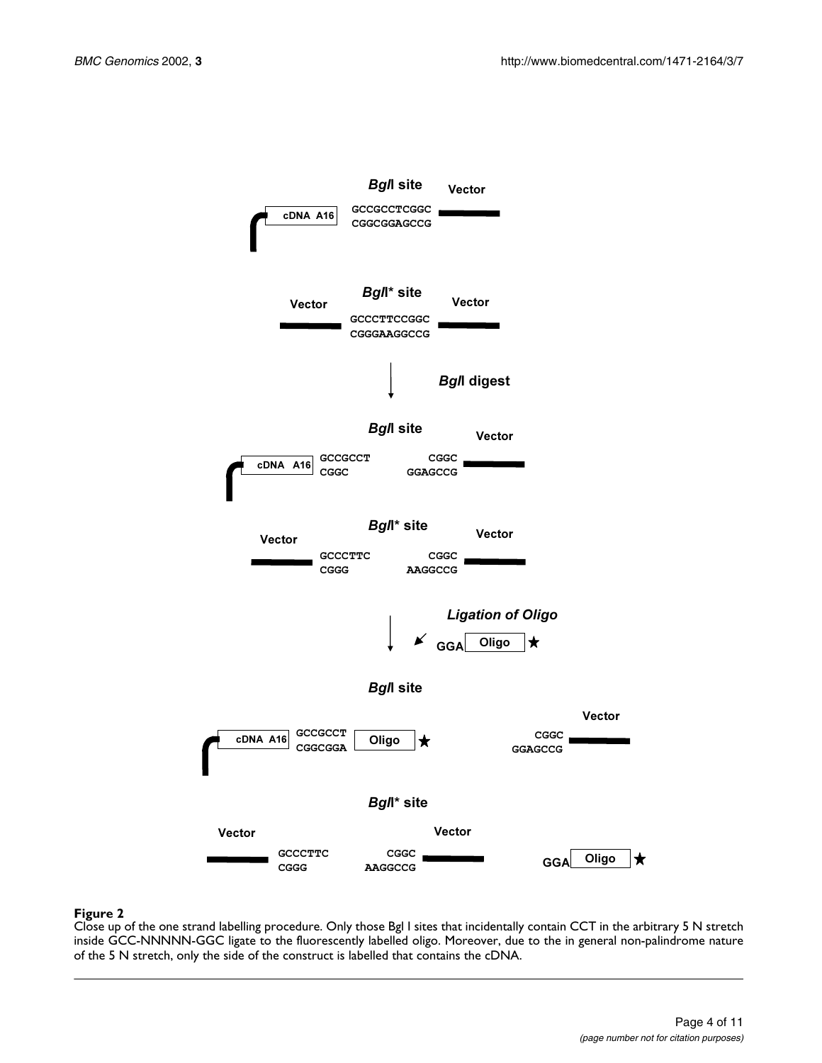**Figure 2**

Close up of the one strand labelling procedure. Only those Bgl I sites that incidentally contain CCT in the arbitrary 5 N stretch inside GCC-NNNNN-GGC ligate to the fluorescently labelled oligo. Moreover, due to the in general non-palindrome nature of the 5 N stretch, only the side of the construct is labelled that contains the cDNA.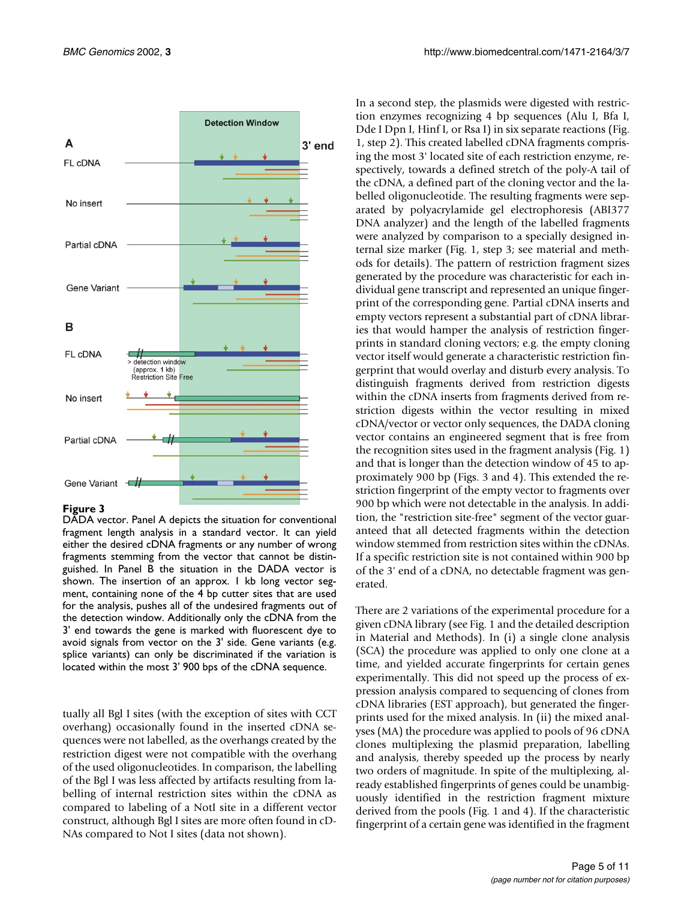**Figure 3**
DADA vector. Panel A depicts the situation for conventional fragment length analysis in a standard vector. It can yield either the desired cDNA fragments or any number of wrong fragments stemming from the vector that cannot be distinguished. In Panel B the situation in the DADA vector is shown. The insertion of an approx. 1 kb long vector segment, containing none of the 4 bp cutter sites that are used for the analysis, pushes all of the undesired fragments out of the detection window. Additionally only the cDNA from the 3' end towards the gene is marked with fluorescent dye to avoid signals from vector on the 3' side. Gene variants (e.g. splice variants) can only be discriminated if the variation is located within the most 3' 900 bps of the cDNA sequence.

tually all Bgl I sites (with the exception of sites with CCT overhang) occasionally found in the inserted cDNA sequences were not labelled, as the overhangs created by the restriction digest were not compatible with the overhang of the used oligonucleotides. In comparison, the labelling of the Bgl I was less affected by artifacts resulting from labelling of internal restriction sites within the cDNA as compared to labeling of a NotI site in a different vector construct, although Bgl I sites are more often found in cDNAs compared to Not I sites (data not shown).

In a second step, the plasmids were digested with restriction enzymes recognizing 4 bp sequences (Alu I, Bfa I, Dde I Dpn I, Hinf I, or Rsa I) in six separate reactions (Fig. 1, step 2). This created labelled cDNA fragments comprising the most 3' located site of each restriction enzyme, respectively, towards a defined stretch of the poly-A tail of the cDNA, a defined part of the cloning vector and the labelled oligonucleotide. The resulting fragments were separated by polyacrylamide gel electrophoresis (ABI377 DNA analyzer) and the length of the labelled fragments were analyzed by comparison to a specially designed internal size marker (Fig. 1, step 3; see material and methods for details). The pattern of restriction fragment sizes generated by the procedure was characteristic for each individual gene transcript and represented an unique fingerprint of the corresponding gene. Partial cDNA inserts and empty vectors represent a substantial part of cDNA libraries that would hamper the analysis of restriction fingerprints in standard cloning vectors; e.g. the empty cloning vector itself would generate a characteristic restriction fingerprint that would overlay and disturb every analysis. To distinguish fragments derived from restriction digests within the cDNA inserts from fragments derived from restriction digests within the vector resulting in mixed cDNA/vector or vector only sequences, the DADA cloning vector contains an engineered segment that is free from the recognition sites used in the fragment analysis (Fig. 1) and that is longer than the detection window of 45 to approximately 900 bp (Figs. 3 and 4). This extended the restriction fingerprint of the empty vector to fragments over 900 bp which were not detectable in the analysis. In addition, the "restriction site-free" segment of the vector guaranteed that all detected fragments within the detection window stemmed from restriction sites within the cDNAs. If a specific restriction site is not contained within 900 bp of the 3' end of a cDNA, no detectable fragment was generated.

There are 2 variations of the experimental procedure for a given cDNA library (see Fig. 1 and the detailed description in Material and Methods). In (i) a single clone analysis (SCA) the procedure was applied to only one clone at a time, and yielded accurate fingerprints for certain genes experimentally. This did not speed up the process of expression analysis compared to sequencing of clones from cDNA libraries (EST approach), but generated the fingerprints used for the mixed analysis. In (ii) the mixed analyses (MA) the procedure was applied to pools of 96 cDNA clones multiplexing the plasmid preparation, labelling and analysis, thereby speeded up the process by nearly two orders of magnitude. In spite of the multiplexing, already established fingerprints of genes could be unambiguously identified in the restriction fragment mixture derived from the pools (Fig. 1 and 4). If the characteristic fingerprint of a certain gene was identified in the fragment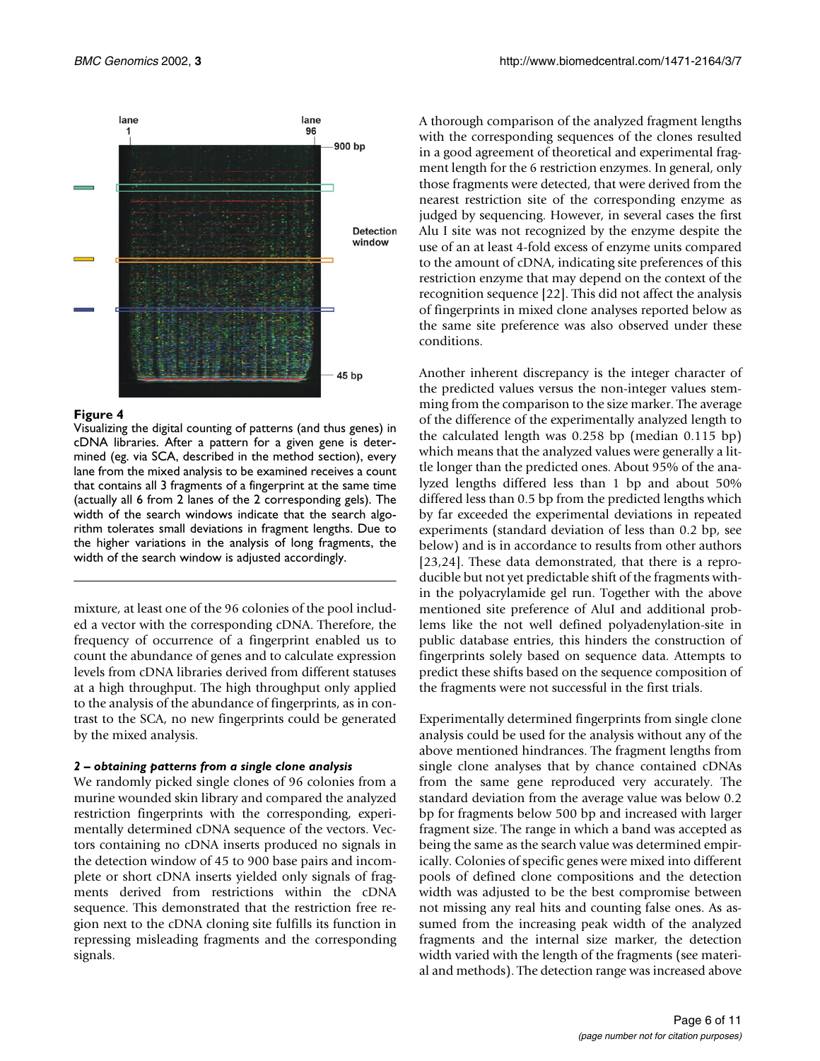**Figure 4**
Visualizing the digital counting of patterns (and thus genes) in cDNA libraries. After a pattern for a given gene is determined (eg. via SCA, described in the method section), every lane from the mixed analysis to be examined receives a count that contains all 3 fragments of a fingerprint at the same time (actually all 6 from 2 lanes of the 2 corresponding gels). The width of the search windows indicate that the search algorithm tolerates small deviations in fragment lengths. Due to the higher variations in the analysis of long fragments, the width of the search window is adjusted accordingly.

mixture, at least one of the 96 colonies of the pool included a vector with the corresponding cDNA. Therefore, the frequency of occurrence of a fingerprint enabled us to count the abundance of genes and to calculate expression levels from cDNA libraries derived from different statuses at a high throughput. The high throughput only applied to the analysis of the abundance of fingerprints, as in contrast to the SCA, no new fingerprints could be generated by the mixed analysis.

#### *2 – obtaining patterns from a single clone analysis*

We randomly picked single clones of 96 colonies from a murine wounded skin library and compared the analyzed restriction fingerprints with the corresponding, experimentally determined cDNA sequence of the vectors. Vectors containing no cDNA inserts produced no signals in the detection window of 45 to 900 base pairs and incomplete or short cDNA inserts yielded only signals of fragments derived from restrictions within the cDNA sequence. This demonstrated that the restriction free region next to the cDNA cloning site fulfills its function in repressing misleading fragments and the corresponding signals.

A thorough comparison of the analyzed fragment lengths with the corresponding sequences of the clones resulted in a good agreement of theoretical and experimental fragment length for the 6 restriction enzymes. In general, only those fragments were detected, that were derived from the nearest restriction site of the corresponding enzyme as judged by sequencing. However, in several cases the first Alu I site was not recognized by the enzyme despite the use of an at least 4-fold excess of enzyme units compared to the amount of cDNA, indicating site preferences of this restriction enzyme that may depend on the context of the recognition sequence [22]. This did not affect the analysis of fingerprints in mixed clone analyses reported below as the same site preference was also observed under these conditions.

Another inherent discrepancy is the integer character of the predicted values versus the non-integer values stemming from the comparison to the size marker. The average of the difference of the experimentally analyzed length to the calculated length was 0.258 bp (median 0.115 bp) which means that the analyzed values were generally a little longer than the predicted ones. About 95% of the analyzed lengths differed less than 1 bp and about 50% differed less than 0.5 bp from the predicted lengths which by far exceeded the experimental deviations in repeated experiments (standard deviation of less than 0.2 bp, see below) and is in accordance to results from other authors [23,24]. These data demonstrated, that there is a reproducible but not yet predictable shift of the fragments within the polyacrylamide gel run. Together with the above mentioned site preference of AluI and additional problems like the not well defined polyadenylation-site in public database entries, this hinders the construction of fingerprints solely based on sequence data. Attempts to predict these shifts based on the sequence composition of the fragments were not successful in the first trials.

Experimentally determined fingerprints from single clone analysis could be used for the analysis without any of the above mentioned hindrances. The fragment lengths from single clone analyses that by chance contained cDNAs from the same gene reproduced very accurately. The standard deviation from the average value was below 0.2 bp for fragments below 500 bp and increased with larger fragment size. The range in which a band was accepted as being the same as the search value was determined empirically. Colonies of specific genes were mixed into different pools of defined clone compositions and the detection width was adjusted to be the best compromise between not missing any real hits and counting false ones. As assumed from the increasing peak width of the analyzed fragments and the internal size marker, the detection width varied with the length of the fragments (see material and methods). The detection range was increased above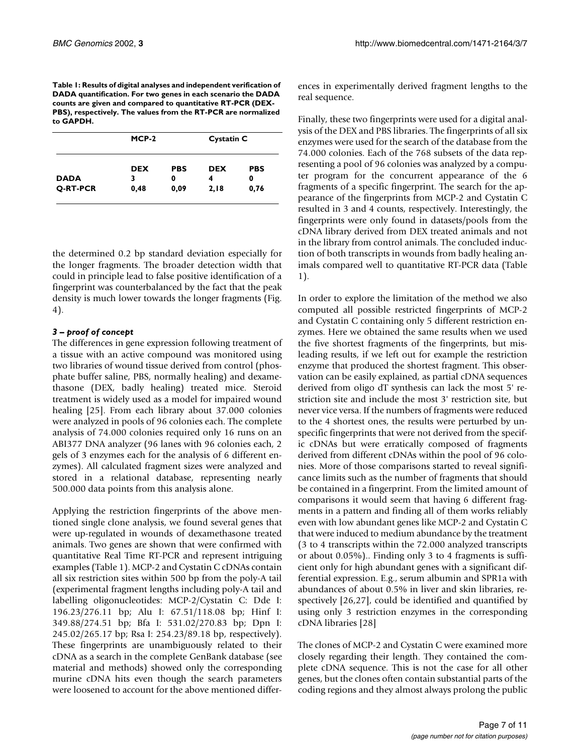**Table 1: Results of digital analyses and independent verification of DADA quantification. For two genes in each scenario the DADA counts are given and compared to quantitative RT-PCR (DEX-PBS), respectively. The values from the RT-PCR are normalized to GAPDH.**

| | MCP-2 | | Cystatin C | |
|---|---|---|---|---|
| | DEX | PBS | DEX | PBS |
| DADA | 3 | 0 | 4 | 0 |
| Q-RT-PCR | 0,48 | 0,09 | 2,18 | 0,76 |

the determined 0.2 bp standard deviation especially for the longer fragments. The broader detection width that could in principle lead to false positive identification of a fingerprint was counterbalanced by the fact that the peak density is much lower towards the longer fragments (Fig. 4).

### *3 – proof of concept*

The differences in gene expression following treatment of a tissue with an active compound was monitored using two libraries of wound tissue derived from control (phosphate buffer saline, PBS, normally healing) and dexamethasone (DEX, badly healing) treated mice. Steroid treatment is widely used as a model for impaired wound healing [25]. From each library about 37.000 colonies were analyzed in pools of 96 colonies each. The complete analysis of 74.000 colonies required only 16 runs on an ABI377 DNA analyzer (96 lanes with 96 colonies each, 2 gels of 3 enzymes each for the analysis of 6 different enzymes). All calculated fragment sizes were analyzed and stored in a relational database, representing nearly 500.000 data points from this analysis alone.

Applying the restriction fingerprints of the above mentioned single clone analysis, we found several genes that were up-regulated in wounds of dexamethasone treated animals. Two genes are shown that were confirmed with quantitative Real Time RT-PCR and represent intriguing examples (Table 1). MCP-2 and Cystatin C cDNAs contain all six restriction sites within 500 bp from the poly-A tail (experimental fragment lengths including poly-A tail and labelling oligonucleotides: MCP-2/Cystatin C: Dde I: 196.23/276.11 bp; Alu I: 67.51/118.08 bp; Hinf I: 349.88/274.51 bp; Bfa I: 531.02/270.83 bp; Dpn I: 245.02/265.17 bp; Rsa I: 254.23/89.18 bp, respectively). These fingerprints are unambiguously related to their cDNA as a search in the complete GenBank database (see material and methods) showed only the corresponding murine cDNA hits even though the search parameters were loosened to account for the above mentioned differences in experimentally derived fragment lengths to the real sequence.

Finally, these two fingerprints were used for a digital analysis of the DEX and PBS libraries. The fingerprints of all six enzymes were used for the search of the database from the 74.000 colonies. Each of the 768 subsets of the data representing a pool of 96 colonies was analyzed by a computer program for the concurrent appearance of the 6 fragments of a specific fingerprint. The search for the appearance of the fingerprints from MCP-2 and Cystatin C resulted in 3 and 4 counts, respectively. Interestingly, the fingerprints were only found in datasets/pools from the cDNA library derived from DEX treated animals and not in the library from control animals. The concluded induction of both transcripts in wounds from badly healing animals compared well to quantitative RT-PCR data (Table 1).

In order to explore the limitation of the method we also computed all possible restricted fingerprints of MCP-2 and Cystatin C containing only 5 different restriction enzymes. Here we obtained the same results when we used the five shortest fragments of the fingerprints, but misleading results, if we left out for example the restriction enzyme that produced the shortest fragment. This observation can be easily explained, as partial cDNA sequences derived from oligo dT synthesis can lack the most 5' restriction site and include the most 3' restriction site, but never vice versa. If the numbers of fragments were reduced to the 4 shortest ones, the results were perturbed by unspecific fingerprints that were not derived from the specific cDNAs but were erratically composed of fragments derived from different cDNAs within the pool of 96 colonies. More of those comparisons started to reveal significance limits such as the number of fragments that should be contained in a fingerprint. From the limited amount of comparisons it would seem that having 6 different fragments in a pattern and finding all of them works reliably even with low abundant genes like MCP-2 and Cystatin C that were induced to medium abundance by the treatment (3 to 4 transcripts within the 72.000 analyzed transcripts or about 0.05%).. Finding only 3 to 4 fragments is sufficient only for high abundant genes with a significant differential expression. E.g., serum albumin and SPR1a with abundances of about 0.5% in liver and skin libraries, respectively [26,27], could be identified and quantified by using only 3 restriction enzymes in the corresponding cDNA libraries [28]

The clones of MCP-2 and Cystatin C were examined more closely regarding their length. They contained the complete cDNA sequence. This is not the case for all other genes, but the clones often contain substantial parts of the coding regions and they almost always prolong the public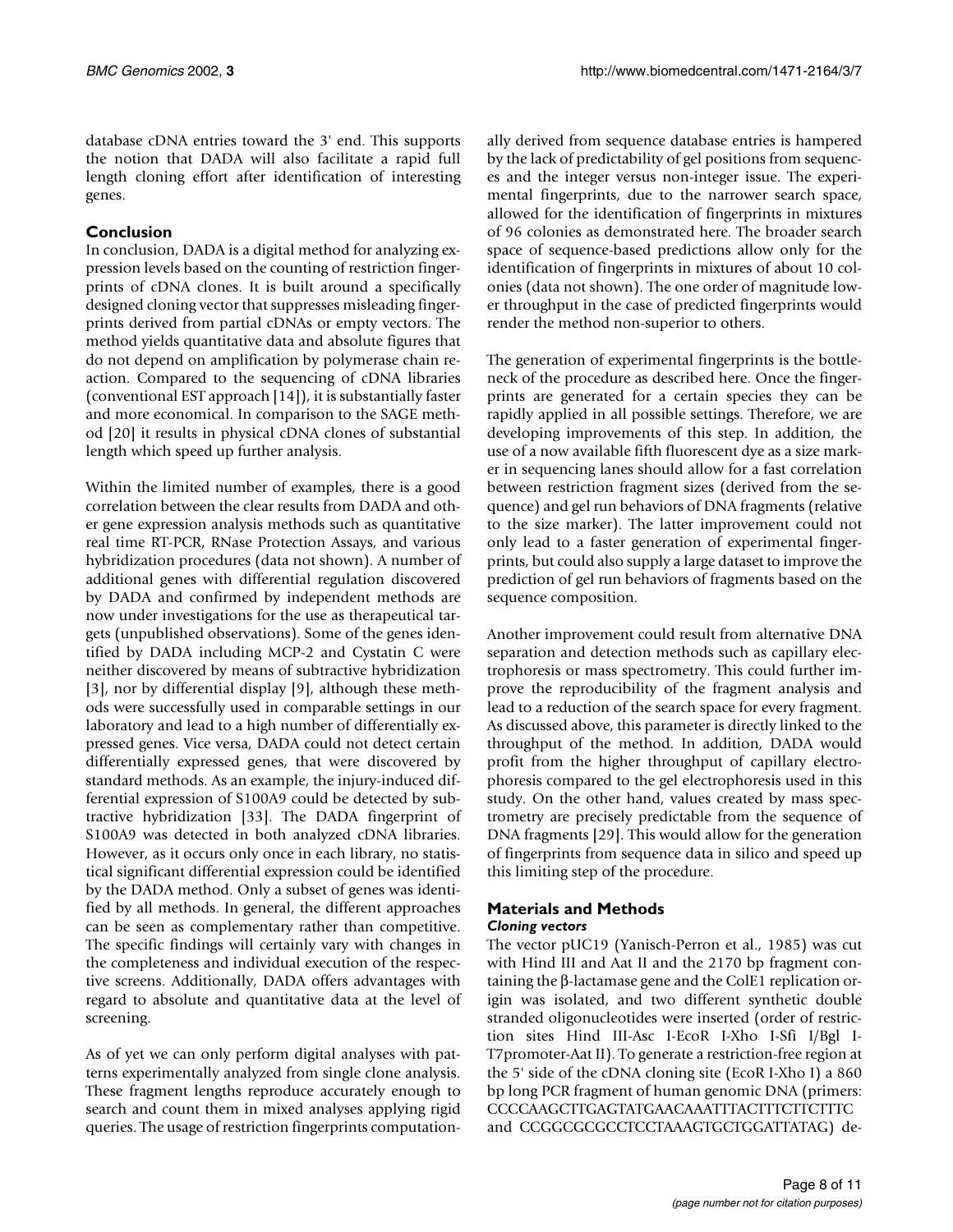database cDNA entries toward the 3' end. This supports the notion that DADA will also facilitate a rapid full length cloning effort after identification of interesting genes.

## Conclusion

In conclusion, DADA is a digital method for analyzing expression levels based on the counting of restriction fingerprints of cDNA clones. It is built around a specifically designed cloning vector that suppresses misleading fingerprints derived from partial cDNAs or empty vectors. The method yields quantitative data and absolute figures that do not depend on amplification by polymerase chain reaction. Compared to the sequencing of cDNA libraries (conventional EST approach [14]), it is substantially faster and more economical. In comparison to the SAGE method [20] it results in physical cDNA clones of substantial length which speed up further analysis.

Within the limited number of examples, there is a good correlation between the clear results from DADA and other gene expression analysis methods such as quantitative real time RT-PCR, RNase Protection Assays, and various hybridization procedures (data not shown). A number of additional genes with differential regulation discovered by DADA and confirmed by independent methods are now under investigations for the use as therapeutical targets (unpublished observations). Some of the genes identified by DADA including MCP-2 and Cystatin C were neither discovered by means of subtractive hybridization [3], nor by differential display [9], although these methods were successfully used in comparable settings in our laboratory and lead to a high number of differentially expressed genes. Vice versa, DADA could not detect certain differentially expressed genes, that were discovered by standard methods. As an example, the injury-induced differential expression of S100A9 could be detected by subtractive hybridization [33]. The DADA fingerprint of S100A9 was detected in both analyzed cDNA libraries. However, as it occurs only once in each library, no statistical significant differential expression could be identified by the DADA method. Only a subset of genes was identified by all methods. In general, the different approaches can be seen as complementary rather than competitive. The specific findings will certainly vary with changes in the completeness and individual execution of the respective screens. Additionally, DADA offers advantages with regard to absolute and quantitative data at the level of screening.

As of yet we can only perform digital analyses with patterns experimentally analyzed from single clone analysis. These fragment lengths reproduce accurately enough to search and count them in mixed analyses applying rigid queries. The usage of restriction fingerprints computationally derived from sequence database entries is hampered by the lack of predictability of gel positions from sequences and the integer versus non-integer issue. The experimental fingerprints, due to the narrower search space, allowed for the identification of fingerprints in mixtures of 96 colonies as demonstrated here. The broader search space of sequence-based predictions allow only for the identification of fingerprints in mixtures of about 10 colonies (data not shown). The one order of magnitude lower throughput in the case of predicted fingerprints would render the method non-superior to others.

The generation of experimental fingerprints is the bottleneck of the procedure as described here. Once the fingerprints are generated for a certain species they can be rapidly applied in all possible settings. Therefore, we are developing improvements of this step. In addition, the use of a now available fifth fluorescent dye as a size marker in sequencing lanes should allow for a fast correlation between restriction fragment sizes (derived from the sequence) and gel run behaviors of DNA fragments (relative to the size marker). The latter improvement could not only lead to a faster generation of experimental fingerprints, but could also supply a large dataset to improve the prediction of gel run behaviors of fragments based on the sequence composition.

Another improvement could result from alternative DNA separation and detection methods such as capillary electrophoresis or mass spectrometry. This could further improve the reproducibility of the fragment analysis and lead to a reduction of the search space for every fragment. As discussed above, this parameter is directly linked to the throughput of the method. In addition, DADA would profit from the higher throughput of capillary electrophoresis compared to the gel electrophoresis used in this study. On the other hand, values created by mass spectrometry are precisely predictable from the sequence of DNA fragments [29]. This would allow for the generation of fingerprints from sequence data in silico and speed up this limiting step of the procedure.

## Materials and Methods

### *Cloning vectors*

The vector pUC19 (Yanisch-Perron et al., 1985) was cut with Hind III and Aat II and the 2170 bp fragment containing the β-lactamase gene and the ColE1 replication origin was isolated, and two different synthetic double stranded oligonucleotides were inserted (order of restriction sites Hind III-Asc I-EcoR I-Xho I-Sfi I/Bgl I-T7promoter-Aat II). To generate a restriction-free region at the 5' side of the cDNA cloning site (EcoR I-Xho I) a 860 bp long PCR fragment of human genomic DNA (primers: CCCCAAGCTTGAGTATGAACAAATTTACTTTCTTCTTTC and CCGGCGCGCCTCCTAAAGTGCTGGATTATAG) de-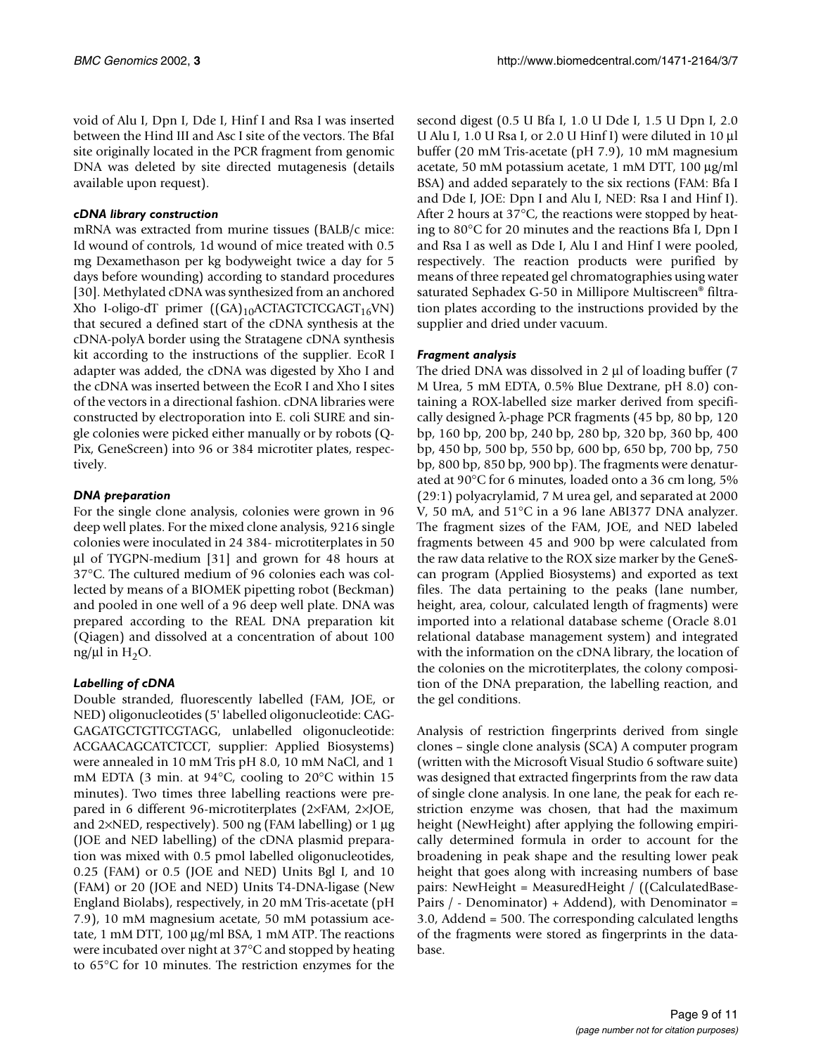void of Alu I, Dpn I, Dde I, Hinf I and Rsa I was inserted between the Hind III and Asc I site of the vectors. The BfaI site originally located in the PCR fragment from genomic DNA was deleted by site directed mutagenesis (details available upon request).

### *cDNA library construction*

mRNA was extracted from murine tissues (BALB/c mice: Id wound of controls, 1d wound of mice treated with 0.5 mg Dexamethason per kg bodyweight twice a day for 5 days before wounding) according to standard procedures [30]. Methylated cDNA was synthesized from an anchored Xho I-oligo-dT primer ($(GA)_{10}ACTAGTCTCGAGT_{16}VN$) that secured a defined start of the cDNA synthesis at the cDNA-polyA border using the Stratagene cDNA synthesis kit according to the instructions of the supplier. EcoR I adapter was added, the cDNA was digested by Xho I and the cDNA was inserted between the EcoR I and Xho I sites of the vectors in a directional fashion. cDNA libraries were constructed by electroporation into E. coli SURE and single colonies were picked either manually or by robots (Q-Pix, GeneScreen) into 96 or 384 microtiter plates, respectively.

### *DNA preparation*

For the single clone analysis, colonies were grown in 96 deep well plates. For the mixed clone analysis, 9216 single colonies were inoculated in 24 384- microtiterplates in 50 µl of TYGPN-medium [31] and grown for 48 hours at 37°C. The cultured medium of 96 colonies each was collected by means of a BIOMEK pipetting robot (Beckman) and pooled in one well of a 96 deep well plate. DNA was prepared according to the REAL DNA preparation kit (Qiagen) and dissolved at a concentration of about 100 ng/µl in $H_2O$.

### *Labelling of cDNA*

Double stranded, fluorescently labelled (FAM, JOE, or NED) oligonucleotides (5' labelled oligonucleotide: CAG-GAGATGCTGTTCGTAGG, unlabelled oligonucleotide: ACGAACAGCATCTCCT, supplier: Applied Biosystems) were annealed in 10 mM Tris pH 8.0, 10 mM NaCl, and 1 mM EDTA (3 min. at 94°C, cooling to 20°C within 15 minutes). Two times three labelling reactions were prepared in 6 different 96-microtiterplates (2×FAM, 2×JOE, and 2×NED, respectively). 500 ng (FAM labelling) or 1 µg (JOE and NED labelling) of the cDNA plasmid preparation was mixed with 0.5 pmol labelled oligonucleotides, 0.25 (FAM) or 0.5 (JOE and NED) Units Bgl I, and 10 (FAM) or 20 (JOE and NED) Units T4-DNA-ligase (New England Biolabs), respectively, in 20 mM Tris-acetate (pH 7.9), 10 mM magnesium acetate, 50 mM potassium acetate, 1 mM DTT, 100 µg/ml BSA, 1 mM ATP. The reactions were incubated over night at 37°C and stopped by heating to 65°C for 10 minutes. The restriction enzymes for the second digest (0.5 U Bfa I, 1.0 U Dde I, 1.5 U Dpn I, 2.0 U Alu I, 1.0 U Rsa I, or 2.0 U Hinf I) were diluted in 10 µl buffer (20 mM Tris-acetate (pH 7.9), 10 mM magnesium acetate, 50 mM potassium acetate, 1 mM DTT, 100 µg/ml BSA) and added separately to the six rections (FAM: Bfa I and Dde I, JOE: Dpn I and Alu I, NED: Rsa I and Hinf I). After 2 hours at 37°C, the reactions were stopped by heating to 80°C for 20 minutes and the reactions Bfa I, Dpn I and Rsa I as well as Dde I, Alu I and Hinf I were pooled, respectively. The reaction products were purified by means of three repeated gel chromatographies using water saturated Sephadex G-50 in Millipore Multiscreen® filtration plates according to the instructions provided by the supplier and dried under vacuum.

### *Fragment analysis*

The dried DNA was dissolved in 2 µl of loading buffer (7 M Urea, 5 mM EDTA, 0.5% Blue Dextrane, pH 8.0) containing a ROX-labelled size marker derived from specifically designed λ-phage PCR fragments (45 bp, 80 bp, 120 bp, 160 bp, 200 bp, 240 bp, 280 bp, 320 bp, 360 bp, 400 bp, 450 bp, 500 bp, 550 bp, 600 bp, 650 bp, 700 bp, 750 bp, 800 bp, 850 bp, 900 bp). The fragments were denaturated at 90°C for 6 minutes, loaded onto a 36 cm long, 5% (29:1) polyacrylamid, 7 M urea gel, and separated at 2000 V, 50 mA, and 51°C in a 96 lane ABI377 DNA analyzer. The fragment sizes of the FAM, JOE, and NED labeled fragments between 45 and 900 bp were calculated from the raw data relative to the ROX size marker by the GeneScan program (Applied Biosystems) and exported as text files. The data pertaining to the peaks (lane number, height, area, colour, calculated length of fragments) were imported into a relational database scheme (Oracle 8.01 relational database management system) and integrated with the information on the cDNA library, the location of the colonies on the microtiterplates, the colony composition of the DNA preparation, the labelling reaction, and the gel conditions.

Analysis of restriction fingerprints derived from single clones – single clone analysis (SCA) A computer program (written with the Microsoft Visual Studio 6 software suite) was designed that extracted fingerprints from the raw data of single clone analysis. In one lane, the peak for each restriction enzyme was chosen, that had the maximum height (NewHeight) after applying the following empirically determined formula in order to account for the broadening in peak shape and the resulting lower peak height that goes along with increasing numbers of base pairs: NewHeight = MeasuredHeight / ((CalculatedBasePairs / - Denominator) + Addend), with Denominator = 3.0, Addend = 500. The corresponding calculated lengths of the fragments were stored as fingerprints in the database.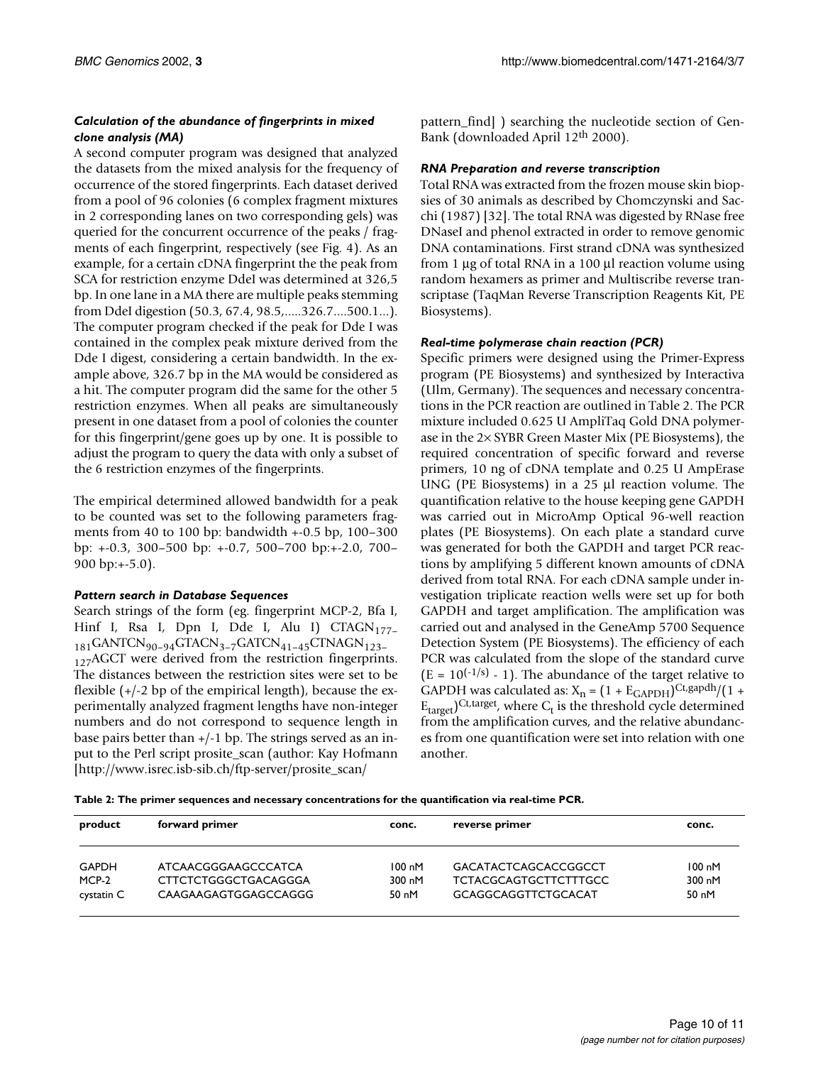### *Calculation of the abundance of fingerprints in mixed clone analysis (MA)*

A second computer program was designed that analyzed the datasets from the mixed analysis for the frequency of occurrence of the stored fingerprints. Each dataset derived from a pool of 96 colonies (6 complex fragment mixtures in 2 corresponding lanes on two corresponding gels) was queried for the concurrent occurrence of the peaks / fragments of each fingerprint, respectively (see Fig. 4). As an example, for a certain cDNA fingerprint the the peak from SCA for restriction enzyme DdeI was determined at 326,5 bp. In one lane in a MA there are multiple peaks stemming from DdeI digestion (50.3, 67.4, 98.5,.....326.7....500.1...). The computer program checked if the peak for Dde I was contained in the complex peak mixture derived from the Dde I digest, considering a certain bandwidth. In the example above, 326.7 bp in the MA would be considered as a hit. The computer program did the same for the other 5 restriction enzymes. When all peaks are simultaneously present in one dataset from a pool of colonies the counter for this fingerprint/gene goes up by one. It is possible to adjust the program to query the data with only a subset of the 6 restriction enzymes of the fingerprints.

The empirical determined allowed bandwidth for a peak to be counted was set to the following parameters fragments from 40 to 100 bp: bandwidth +-0.5 bp, 100–300 bp: +-0.3, 300–500 bp: +-0.7, 500–700 bp:+-2.0, 700–900 bp:+-5.0).

### *Pattern search in Database Sequences*

Search strings of the form (eg. fingerprint MCP-2, Bfa I, Hinf I, Rsa I, Dpn I, Dde I, Alu I) $CTAGN_{177-181}GANTCN_{90-94}GTACN_{3-7}GATCN_{41-45}CTNAGN_{123-127}AGCT$ were derived from the restriction fingerprints. The distances between the restriction sites were set to be flexible (+/-2 bp of the empirical length), because the experimentally analyzed fragment lengths have non-integer numbers and do not correspond to sequence length in base pairs better than +/-1 bp. The strings served as an input to the Perl script prosite_scan (author: Kay Hofmann [http://www.isrec.isb-sib.ch/ftp-server/prosite_scan/pattern_find] ) searching the nucleotide section of GenBank (downloaded April 12th 2000).

### *RNA Preparation and reverse transcription*

Total RNA was extracted from the frozen mouse skin biopsies of 30 animals as described by Chomczynski and Sacchi (1987) [32]. The total RNA was digested by RNase free DNaseI and phenol extracted in order to remove genomic DNA contaminations. First strand cDNA was synthesized from 1 µg of total RNA in a 100 µl reaction volume using random hexamers as primer and Multiscribe reverse transcriptase (TaqMan Reverse Transcription Reagents Kit, PE Biosystems).

### *Real-time polymerase chain reaction (PCR)*

Specific primers were designed using the Primer-Express program (PE Biosystems) and synthesized by Interactiva (Ulm, Germany). The sequences and necessary concentrations in the PCR reaction are outlined in Table 2. The PCR mixture included 0.625 U AmpliTaq Gold DNA polymerase in the 2× SYBR Green Master Mix (PE Biosystems), the required concentration of specific forward and reverse primers, 10 ng of cDNA template and 0.25 U AmpErase UNG (PE Biosystems) in a 25 µl reaction volume. The quantification relative to the house keeping gene GAPDH was carried out in MicroAmp Optical 96-well reaction plates (PE Biosystems). On each plate a standard curve was generated for both the GAPDH and target PCR reactions by amplifying 5 different known amounts of cDNA derived from total RNA. For each cDNA sample under investigation triplicate reaction wells were set up for both GAPDH and target amplification. The amplification was carried out and analysed in the GeneAmp 5700 Sequence Detection System (PE Biosystems). The efficiency of each PCR was calculated from the slope of the standard curve ($E = 10^{(-1/s)} - 1$). The abundance of the target relative to GAPDH was calculated as: $X_n = (1 + E_{GAPDH})^{Ct,gapdh}/(1 + E_{target})^{Ct,target}$, where $C_t$ is the threshold cycle determined from the amplification curves, and the relative abundances from one quantification were set into relation with one another.

**Table 2: The primer sequences and necessary concentrations for the quantification via real-time PCR.**

| product | forward primer | conc. | reverse primer | conc. |
|---|---|---|---|---|
| GAPDH | ATCAACGGGAAGCCCATCA | 100 nM | GACATACTCAGCACCGGCCT | 100 nM |
| MCP-2 | CTTCTCTGGGCTGACAGGGA | 300 nM | TCTACGCAGTGCTTCTTTGCC | 300 nM |
| cystatin C | CAAGAAGAGTGGAGCCAGGG | 50 nM | GCAGGCAGGTTCTGCACAT | 50 nM |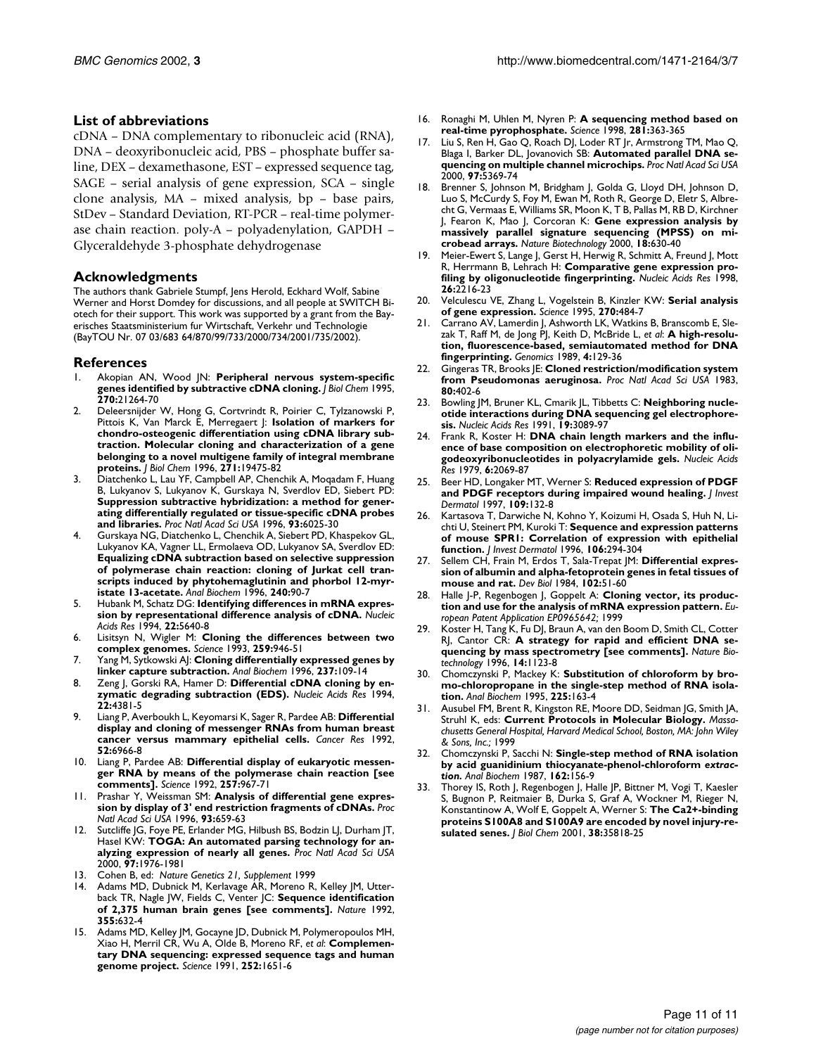## List of abbreviations

cDNA – DNA complementary to ribonucleic acid (RNA), DNA – deoxyribonucleic acid, PBS – phosphate buffer saline, DEX – dexamethasone, EST – expressed sequence tag, SAGE – serial analysis of gene expression, SCA – single clone analysis, MA – mixed analysis, bp – base pairs, StDev – Standard Deviation, RT-PCR – real-time polymerase chain reaction. poly-A – polyadenylation, GAPDH – Glyceraldehyde 3-phosphate dehydrogenase

## Acknowledgments

The authors thank Gabriele Stumpf, Jens Herold, Eckhard Wolf, Sabine Werner and Horst Domdey for discussions, and all people at SWITCH Biotech for their support. This work was supported by a grant from the Bayerisches Staatsministerium fur Wirtschaft, Verkehr und Technologie (BayTOU Nr. 07 03/683 64/870/99/733/2000/734/2001/735/2002).

## References

1. Akopian AN, Wood JN: **Peripheral nervous system-specific genes identified by subtractive cDNA cloning.** *J Biol Chem* 1995, **270:**21264-70
2. Deleersnijder W, Hong G, Cortvrindt R, Poirier C, Tylzanowski P, Pittois K, Van Marck E, Merregaert J: **Isolation of markers for chondro-osteogenic differentiation using cDNA library subtraction. Molecular cloning and characterization of a gene belonging to a novel multigene family of integral membrane proteins.** *J Biol Chem* 1996, **271:**19475-82
3. Diatchenko L, Lau YF, Campbell AP, Chenchik A, Moqadam F, Huang B, Lukyanov S, Lukyanov K, Gurskaya N, Sverdlov ED, Siebert PD: **Suppression subtractive hybridization: a method for generating differentially regulated or tissue-specific cDNA probes and libraries.** *Proc Natl Acad Sci USA* 1996, **93:**6025-30
4. Gurskaya NG, Diatchenko L, Chenchik A, Siebert PD, Khaspekov GL, Lukyanov KA, Vagner LL, Ermolaeva OD, Lukyanov SA, Sverdlov ED: **Equalizing cDNA subtraction based on selective suppression of polymerase chain reaction: cloning of Jurkat cell transcripts induced by phytohemaglutinin and phorbol 12-myristate 13-acetate.** *Anal Biochem* 1996, **240:**90-7
5. Hubank M, Schatz DG: **Identifying differences in mRNA expression by representational difference analysis of cDNA.** *Nucleic Acids Res* 1994, **22:**5640-8
6. Lisitsyn N, Wigler M: **Cloning the differences between two complex genomes.** *Science* 1993, **259:**946-51
7. Yang M, Sytkowski AJ: **Cloning differentially expressed genes by linker capture subtraction.** *Anal Biochem* 1996, **237:**109-14
8. Zeng J, Gorski RA, Hamer D: **Differential cDNA cloning by enzymatic degrading subtraction (EDS).** *Nucleic Acids Res* 1994, **22:**4381-5
9. Liang P, Averboukh L, Keyomarsi K, Sager R, Pardee AB: **Differential display and cloning of messenger RNAs from human breast cancer versus mammary epithelial cells.** *Cancer Res* 1992, **52:**6966-8
10. Liang P, Pardee AB: **Differential display of eukaryotic messenger RNA by means of the polymerase chain reaction [see comments].** *Science* 1992, **257:**967-71
11. Prashar Y, Weissman SM: **Analysis of differential gene expression by display of 3' end restriction fragments of cDNAs.** *Proc Natl Acad Sci USA* 1996, **93:**659-63
12. Sutcliffe JG, Foye PE, Erlander MG, Hilbush BS, Bodzin LJ, Durham JT, Hasel KW: **TOGA: An automated parsing technology for analyzing expression of nearly all genes.** *Proc Natl Acad Sci USA* 2000, **97:**1976-1981
13. Cohen B, ed: *Nature Genetics 21, Supplement* 1999
14. Adams MD, Dubnick M, Kerlavage AR, Moreno R, Kelley JM, Utterback TR, Nagle JW, Fields C, Venter JC: **Sequence identification of 2,375 human brain genes [see comments].** *Nature* 1992, **355:**632-4
15. Adams MD, Kelley JM, Gocayne JD, Dubnick M, Polymeropoulos MH, Xiao H, Merril CR, Wu A, Olde B, Moreno RF, *et al*: **Complementary DNA sequencing: expressed sequence tags and human genome project.** *Science* 1991, **252:**1651-6
16. Ronaghi M, Uhlen M, Nyren P: **A sequencing method based on real-time pyrophosphate.** *Science* 1998, **281:**363-365
17. Liu S, Ren H, Gao Q, Roach DJ, Loder RT Jr, Armstrong TM, Mao Q, Blaga I, Barker DL, Jovanovich SB: **Automated parallel DNA sequencing on multiple channel microchips.** *Proc Natl Acad Sci USA* 2000, **97:**5369-74
18. Brenner S, Johnson M, Bridgham J, Golda G, Lloyd DH, Johnson D, Luo S, McCurdy S, Foy M, Ewan M, Roth R, George D, Eletr S, Albrecht G, Vermaas E, Williams SR, Moon K, T B, Pallas M, RB D, Kirchner J, Fearon K, Mao J, Corcoran K: **Gene expression analysis by massively parallel signature sequencing (MPSS) on microbead arrays.** *Nature Biotechnology* 2000, **18:**630-40
19. Meier-Ewert S, Lange J, Gerst H, Herwig R, Schmitt A, Freund J, Mott R, Herrmann B, Lehrach H: **Comparative gene expression profiling by oligonucleotide fingerprinting.** *Nucleic Acids Res* 1998, **26:**2216-23
20. Velculescu VE, Zhang L, Vogelstein B, Kinzler KW: **Serial analysis of gene expression.** *Science* 1995, **270:**484-7
21. Carrano AV, Lamerdin J, Ashworth LK, Watkins B, Branscomb E, Slezak T, Raff M, de Jong PJ, Keith D, McBride L, *et al*: **A high-resolution, fluorescence-based, semiautomated method for DNA fingerprinting.** *Genomics* 1989, **4:**129-36
22. Gingeras TR, Brooks JE: **Cloned restriction/modification system from Pseudomonas aeruginosa.** *Proc Natl Acad Sci USA* 1983, **80:**402-6
23. Bowling JM, Bruner KL, Cmarik JL, Tibbetts C: **Neighboring nucleotide interactions during DNA sequencing gel electrophoresis.** *Nucleic Acids Res* 1991, **19:**3089-97
24. Frank R, Koster H: **DNA chain length markers and the influence of base composition on electrophoretic mobility of oligodeoxyribonucleotides in polyacrylamide gels.** *Nucleic Acids Res* 1979, **6:**2069-87
25. Beer HD, Longaker MT, Werner S: **Reduced expression of PDGF and PDGF receptors during impaired wound healing.** *J Invest Dermatol* 1997, **109:**132-8
26. Kartasova T, Darwiche N, Kohno Y, Koizumi H, Osada S, Huh N, Lichti U, Steinert PM, Kuroki T: **Sequence and expression patterns of mouse SPR1: Correlation of expression with epithelial function.** *J Invest Dermatol* 1996, **106:**294-304
27. Sellem CH, Frain M, Erdos T, Sala-Trepat JM: **Differential expression of albumin and alpha-fetoprotein genes in fetal tissues of mouse and rat.** *Dev Biol* 1984, **102:**51-60
28. Halle J-P, Regenbogen J, Goppelt A: **Cloning vector, its production and use for the analysis of mRNA expression pattern.** *European Patent Application EP0965642;* 1999
29. Koster H, Tang K, Fu DJ, Braun A, van den Boom D, Smith CL, Cotter RJ, Cantor CR: **A strategy for rapid and efficient DNA sequencing by mass spectrometry [see comments].** *Nature Biotechnology* 1996, **14:**1123-8
30. Chomczynski P, Mackey K: **Substitution of chloroform by bromo-chloropropane in the single-step method of RNA isolation.** *Anal Biochem* 1995, **225:**163-4
31. Ausubel FM, Brent R, Kingston RE, Moore DD, Seidman JG, Smith JA, Struhl K, eds: **Current Protocols in Molecular Biology.** *Massachusetts General Hospital, Harvard Medical School, Boston, MA: John Wiley & Sons, Inc.;* 1999
32. Chomczynski P, Sacchi N: **Single-step method of RNA isolation by acid guanidinium thiocyanate-phenol-chloroform *extraction*.** *Anal Biochem* 1987, **162:**156-9
33. Thorey IS, Roth J, Regenbogen J, Halle JP, Bittner M, Vogt T, Kaesler S, Bugnon P, Reitmaier B, Durka S, Graf A, Wockner M, Rieger N, Konstantinow A, Wolf E, Goppelt A, Werner S: **The Ca2+-binding proteins S100A8 and S100A9 are encoded by novel injury-resulated senes.** *J Biol Chem* 2001, **38:**35818-25